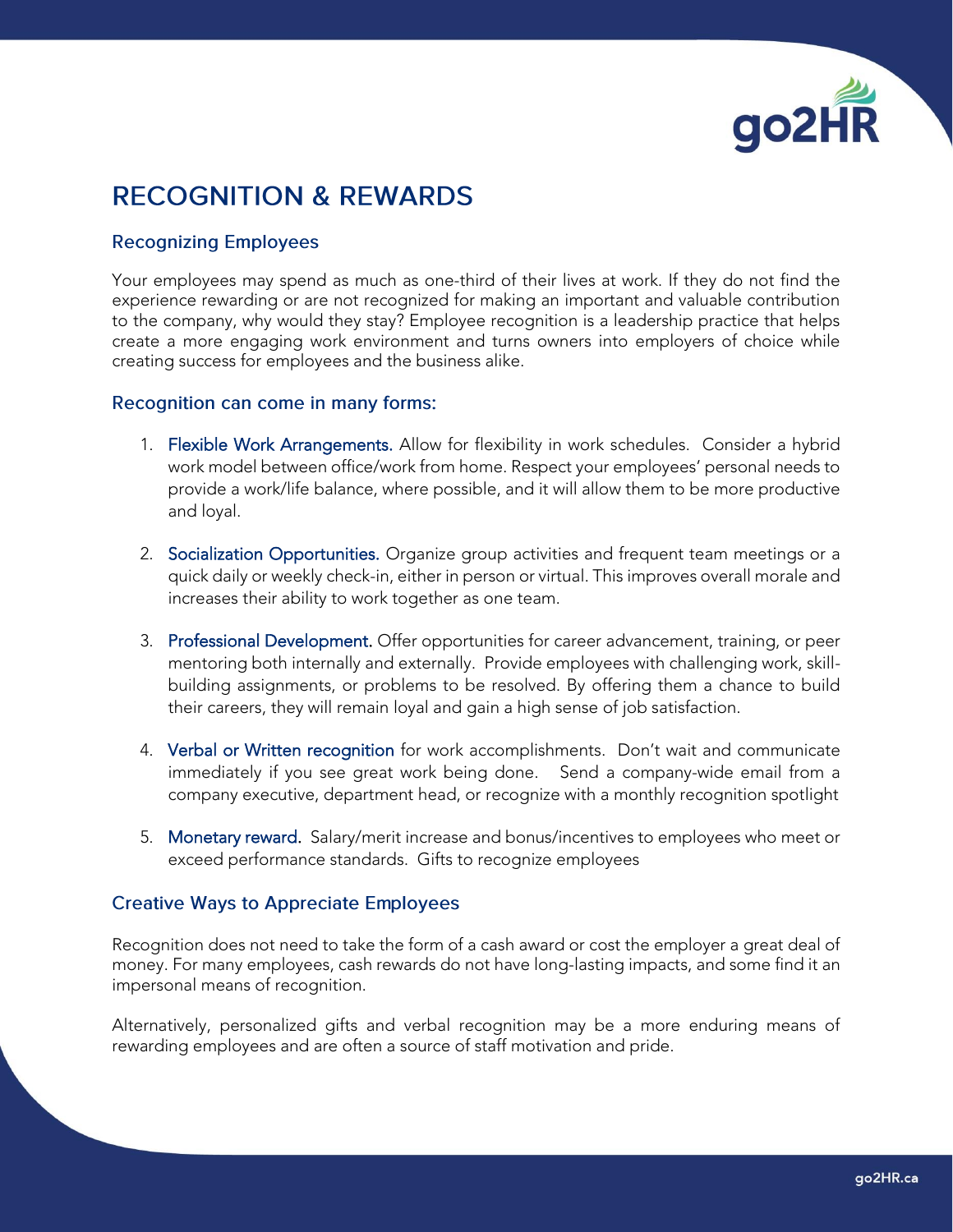# RECOGNITION & REWARDS

## Recognizing Employees

Your employees may spend as much as one-third of their lives at work. If they do not find the experience rewarding or are not recognized for making an important and valuable contribution to the company, why would they stay? Employee recognition is a leadership practice that helps create a more engaging work environment and turns owners into employers of choice while creating success for employees and the business alike.

## Recognition can come in many forms:

1. Flexible Work Arrangements. Allow for flexibility in work schedules. Consider a hybrid work model between office/work from home. Respect your employees' personal needs to provide a work/life balance, where possible, and it will allow them to be more productive and loyal.

2. Socialization Opportunities. Organize group activities and frequent team meetings or a quick daily or weekly check-in, either in person or virtual. This improves overall morale and increases their ability to work together as one team.

3. Professional Development. Offer opportunities for career advancement, training, or peer mentoring both internally and externally. Provide employees with challenging work, skill-building assignments, or problems to be resolved. By offering them a chance to build their careers, they will remain loyal and gain a high sense of job satisfaction.

4. Verbal or Written recognition for work accomplishments. Don't wait and communicate immediately if you see great work being done. Send a company-wide email from a company executive, department head, or recognize with a monthly recognition spotlight

5. Monetary reward. Salary/merit increase and bonus/incentives to employees who meet or exceed performance standards. Gifts to recognize employees

## Creative Ways to Appreciate Employees

Recognition does not need to take the form of a cash award or cost the employer a great deal of money. For many employees, cash rewards do not have long-lasting impacts, and some find it an impersonal means of recognition.

Alternatively, personalized gifts and verbal recognition may be a more enduring means of rewarding employees and are often a source of staff motivation and pride.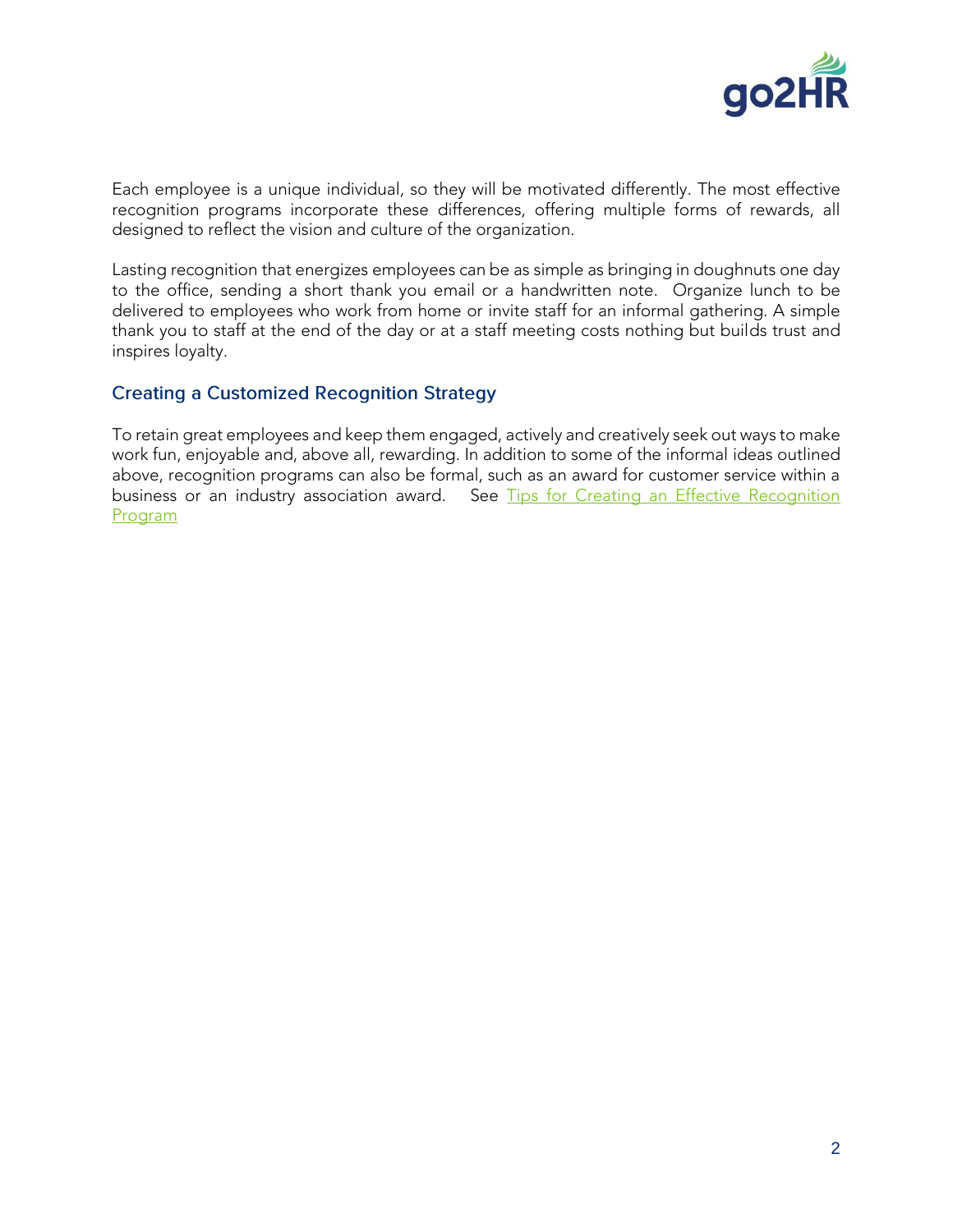Each employee is a unique individual, so they will be motivated differently. The most effective recognition programs incorporate these differences, offering multiple forms of rewards, all designed to reflect the vision and culture of the organization.

Lasting recognition that energizes employees can be as simple as bringing in doughnuts one day to the office, sending a short thank you email or a handwritten note. Organize lunch to be delivered to employees who work from home or invite staff for an informal gathering. A simple thank you to staff at the end of the day or at a staff meeting costs nothing but builds trust and inspires loyalty.

## Creating a Customized Recognition Strategy

To retain great employees and keep them engaged, actively and creatively seek out ways to make work fun, enjoyable and, above all, rewarding. In addition to some of the informal ideas outlined above, recognition programs can also be formal, such as an award for customer service within a business or an industry association award. See Tips for Creating an Effective Recognition Program